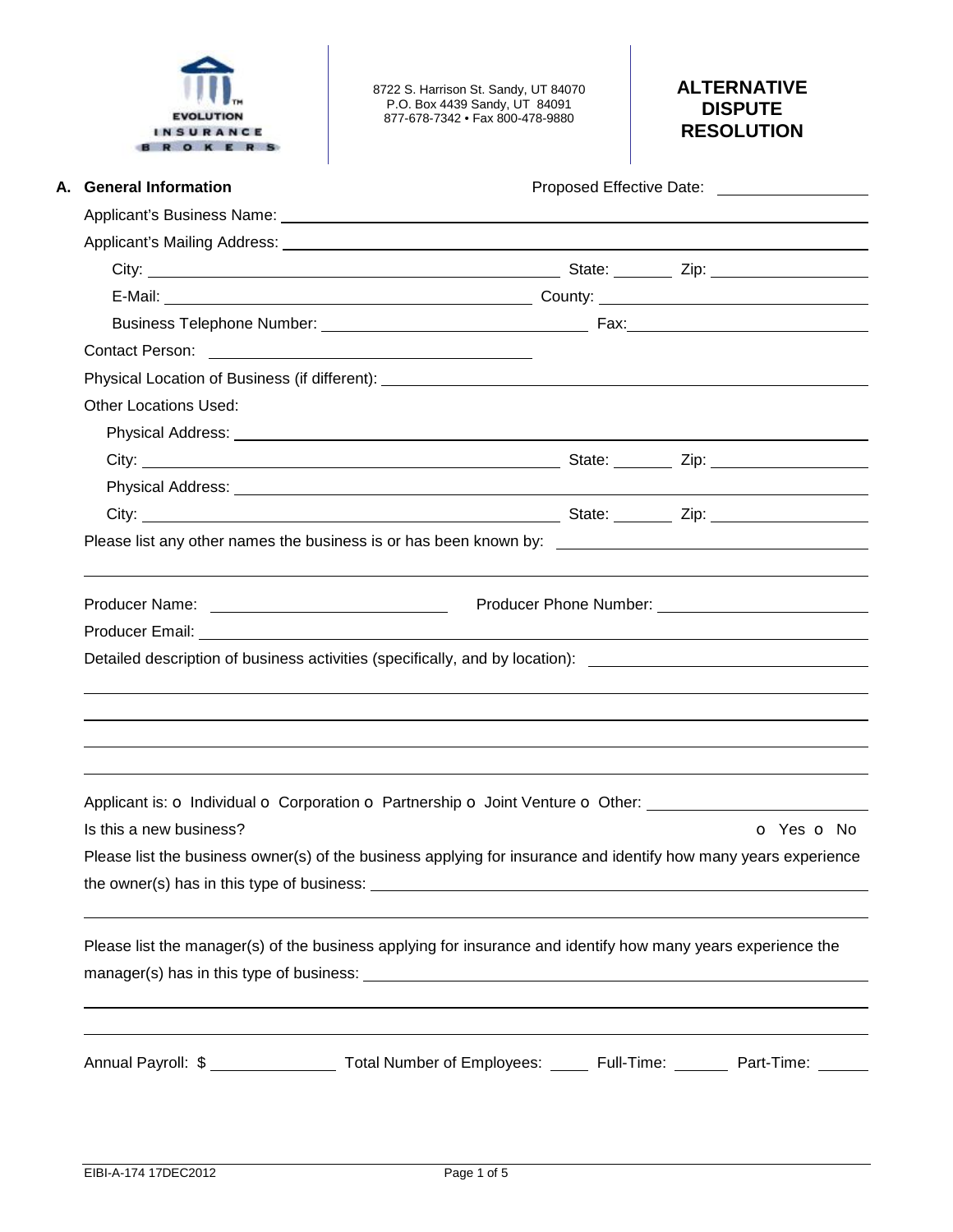EVOLUTION INSURANCE BROKERS

8722 S. Harrison St. Sandy, UT 84070
P.O. Box 4439 Sandy, UT 84091
877-678-7342 • Fax 800-478-9880

# ALTERNATIVE DISPUTE RESOLUTION

## A. General Information

Proposed Effective Date: ________________

Applicant's Business Name: ________________________________________________

Applicant's Mailing Address: ________________________________________________

City: ________________________ State: ________ Zip: ________________

E-Mail: ________________________ County: ________________________

Business Telephone Number: ________________________ Fax: ________________________

Contact Person: ________________________

Physical Location of Business (if different): ________________________________________________

Other Locations Used:

Physical Address: ________________________________________________

City: ________________________ State: ________ Zip: ________________

Physical Address: ________________________________________________

City: ________________________ State: ________ Zip: ________________

Please list any other names the business is or has been known by: ________________________

________________________________________________________________________

Producer Name: ________________________ Producer Phone Number: ________________________

Producer Email: ________________________________________________

Detailed description of business activities (specifically, and by location): ________________________

________________________________________________________________________

________________________________________________________________________

________________________________________________________________________

________________________________________________________________________

Applicant is: o Individual o Corporation o Partnership o Joint Venture o Other: ________________________

Is this a new business? o Yes o No

Please list the business owner(s) of the business applying for insurance and identify how many years experience the owner(s) has in this type of business: ________________________________________________

________________________________________________________________________

Please list the manager(s) of the business applying for insurance and identify how many years experience the manager(s) has in this type of business: ________________________________________________

________________________________________________________________________

________________________________________________________________________

Annual Payroll: $ ______________ Total Number of Employees: _____ Full-Time: ______ Part-Time: ______

EIBI-A-174 17DEC2012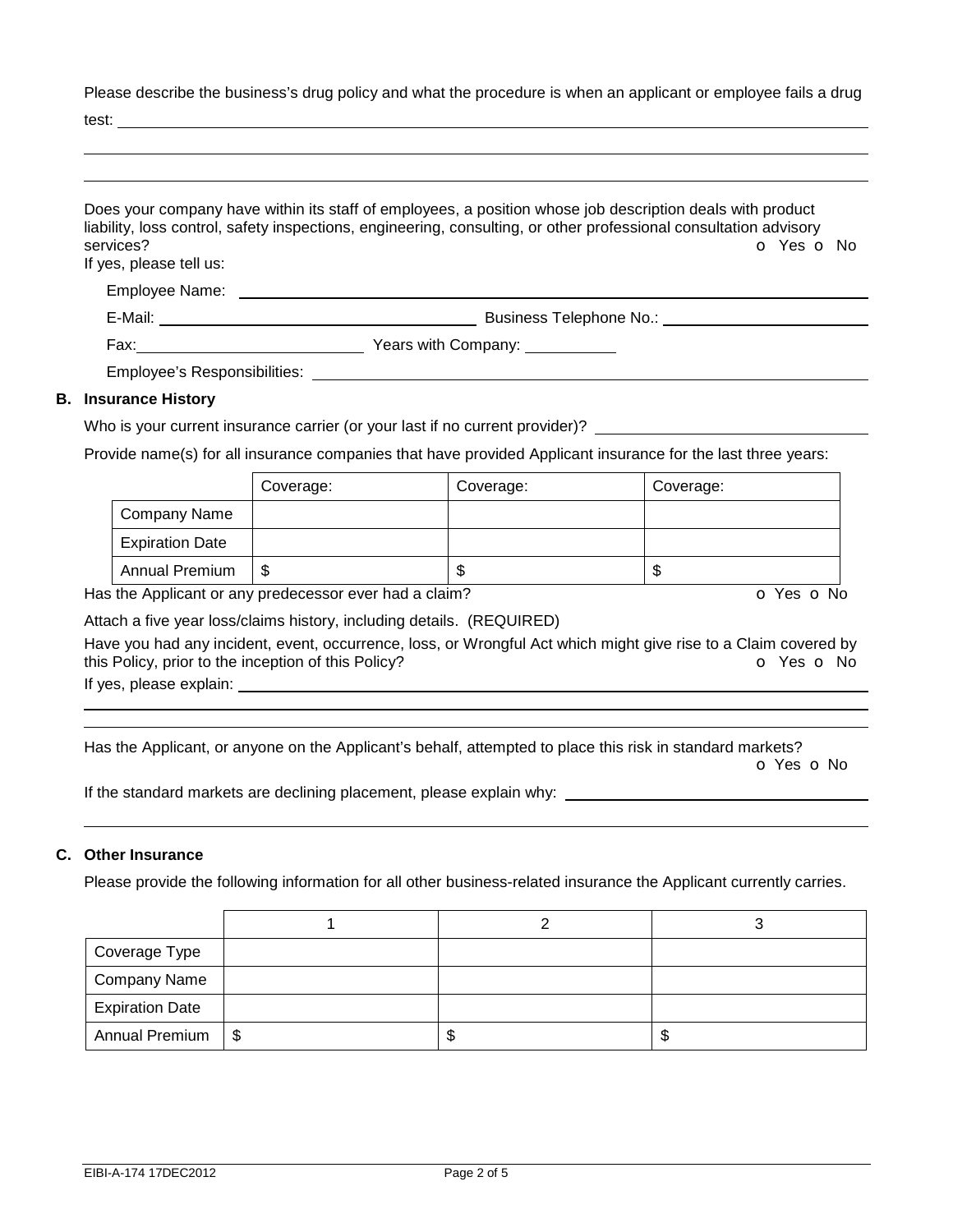Please describe the business's drug policy and what the procedure is when an applicant or employee fails a drug test: ______________________________________________________________________________

______________________________________________________________________________

______________________________________________________________________________

Does your company have within its staff of employees, a position whose job description deals with product liability, loss control, safety inspections, engineering, consulting, or other professional consultation advisory services? o Yes o No

If yes, please tell us:

Employee Name: ______________________________________________

E-Mail: ______________________ Business Telephone No.: ______________________

Fax: ______________________ Years with Company: __________

Employee's Responsibilities: ______________________________________________

## B. Insurance History

Who is your current insurance carrier (or your last if no current provider)? ______________________

Provide name(s) for all insurance companies that have provided Applicant insurance for the last three years:

| | Coverage: | Coverage: | Coverage: |
|---|---|---|---|
| Company Name | | | |
| Expiration Date | | | |
| Annual Premium | $ | $ | $ |

Has the Applicant or any predecessor ever had a claim? o Yes o No

Attach a five year loss/claims history, including details. (REQUIRED)

Have you had any incident, event, occurrence, loss, or Wrongful Act which might give rise to a Claim covered by this Policy, prior to the inception of this Policy? o Yes o No

If yes, please explain: ______________________________________________

______________________________________________________________________________

______________________________________________________________________________

Has the Applicant, or anyone on the Applicant's behalf, attempted to place this risk in standard markets? o Yes o No

If the standard markets are declining placement, please explain why: ______________________

______________________________________________________________________________

## C. Other Insurance

Please provide the following information for all other business-related insurance the Applicant currently carries.

| | 1 | 2 | 3 |
|---|---|---|---|
| Coverage Type | | | |
| Company Name | | | |
| Expiration Date | | | |
| Annual Premium | $ | $ | $ |

EIBI-A-174 17DEC2012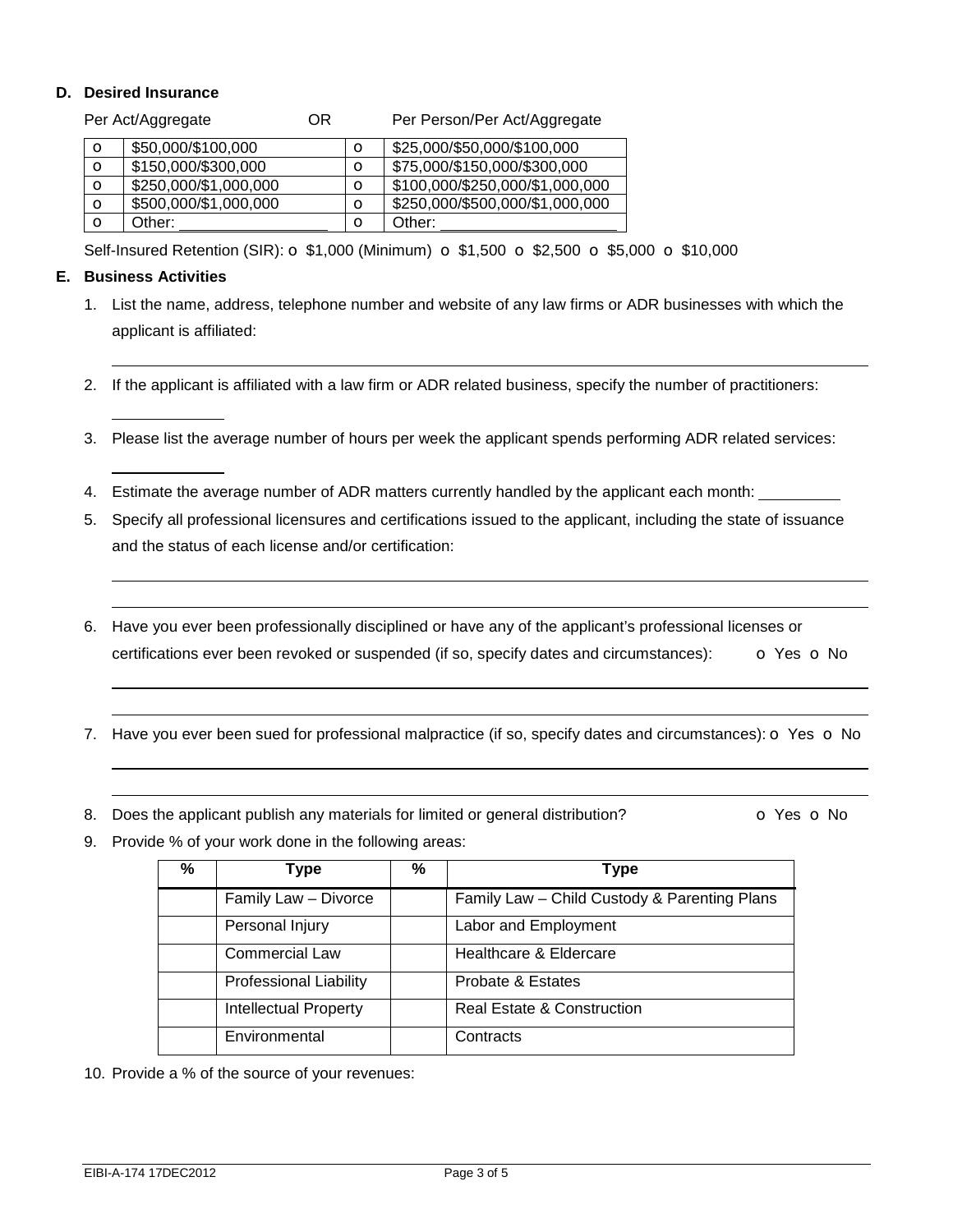**D. Desired Insurance**

Per Act/Aggregate OR Per Person/Per Act/Aggregate

| | Per Act/Aggregate | | Per Person/Per Act/Aggregate |
|---|---|---|---|
| o | $50,000/$100,000 | o | $25,000/$50,000/$100,000 |
| o | $150,000/$300,000 | o | $75,000/$150,000/$300,000 |
| o | $250,000/$1,000,000 | o | $100,000/$250,000/$1,000,000 |
| o | $500,000/$1,000,000 | o | $250,000/$500,000/$1,000,000 |
| o | Other: _______________ | o | Other: ___________________ |

Self-Insured Retention (SIR): o $1,000 (Minimum) o $1,500 o $2,500 o $5,000 o $10,000

**E. Business Activities**

1. List the name, address, telephone number and website of any law firms or ADR businesses with which the applicant is affiliated:

   ______________________________________________________________________

2. If the applicant is affiliated with a law firm or ADR related business, specify the number of practitioners:

   ____________

3. Please list the average number of hours per week the applicant spends performing ADR related services:

   ____________

4. Estimate the average number of ADR matters currently handled by the applicant each month: _________

5. Specify all professional licensures and certifications issued to the applicant, including the state of issuance and the status of each license and/or certification:

   ______________________________________________________________________

   ______________________________________________________________________

6. Have you ever been professionally disciplined or have any of the applicant's professional licenses or certifications ever been revoked or suspended (if so, specify dates and circumstances): o Yes o No

   ______________________________________________________________________

   ______________________________________________________________________

7. Have you ever been sued for professional malpractice (if so, specify dates and circumstances): o Yes o No

   ______________________________________________________________________

   ______________________________________________________________________

8. Does the applicant publish any materials for limited or general distribution? o Yes o No

9. Provide % of your work done in the following areas:

| % | Type | % | Type |
|---|---|---|---|
| | Family Law – Divorce | | Family Law – Child Custody & Parenting Plans |
| | Personal Injury | | Labor and Employment |
| | Commercial Law | | Healthcare & Eldercare |
| | Professional Liability | | Probate & Estates |
| | Intellectual Property | | Real Estate & Construction |
| | Environmental | | Contracts |

10. Provide a % of the source of your revenues:

EIBI-A-174 17DEC2012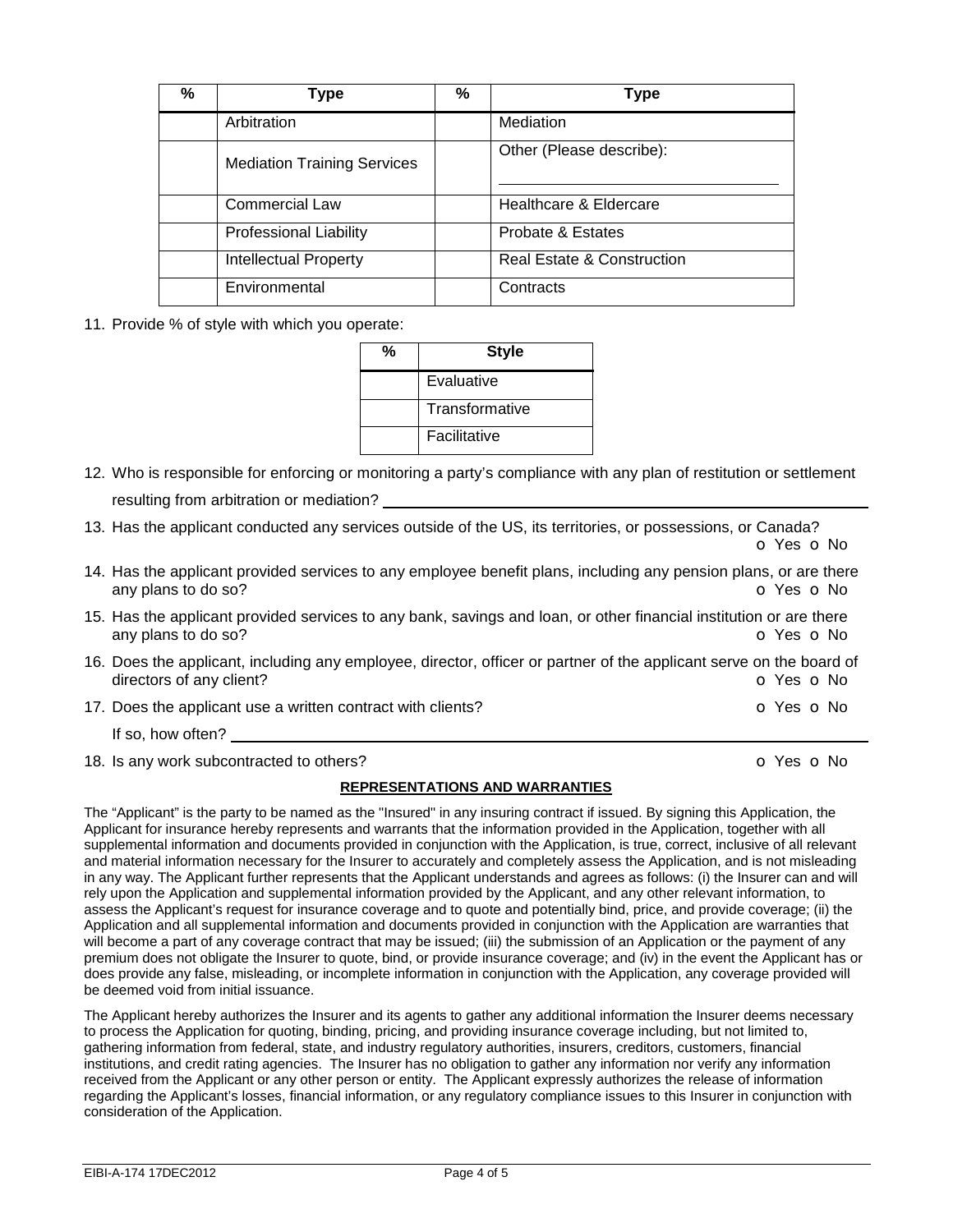| % | Type | % | Type |
|---|---|---|---|
| | Arbitration | | Mediation |
| | Mediation Training Services | | Other (Please describe): \_\_\_\_\_\_\_\_\_\_\_\_\_\_\_\_\_\_\_\_ |
| | Commercial Law | | Healthcare & Eldercare |
| | Professional Liability | | Probate & Estates |
| | Intellectual Property | | Real Estate & Construction |
| | Environmental | | Contracts |

11. Provide % of style with which you operate:

| % | Style |
|---|---|
| | Evaluative |
| | Transformative |
| | Facilitative |

12. Who is responsible for enforcing or monitoring a party's compliance with any plan of restitution or settlement resulting from arbitration or mediation? \_\_\_\_\_\_\_\_\_\_\_\_\_\_\_\_\_\_\_\_\_\_\_\_\_\_\_\_\_\_\_\_

13. Has the applicant conducted any services outside of the US, its territories, or possessions, or Canada? o Yes o No

14. Has the applicant provided services to any employee benefit plans, including any pension plans, or are there any plans to do so? o Yes o No

15. Has the applicant provided services to any bank, savings and loan, or other financial institution or are there any plans to do so? o Yes o No

16. Does the applicant, including any employee, director, officer or partner of the applicant serve on the board of directors of any client? o Yes o No

17. Does the applicant use a written contract with clients? o Yes o No

    If so, how often? \_\_\_\_\_\_\_\_\_\_\_\_\_\_\_\_\_\_\_\_\_\_\_\_\_\_\_\_\_\_\_\_

18. Is any work subcontracted to others? o Yes o No

## REPRESENTATIONS AND WARRANTIES

The "Applicant" is the party to be named as the "Insured" in any insuring contract if issued. By signing this Application, the Applicant for insurance hereby represents and warrants that the information provided in the Application, together with all supplemental information and documents provided in conjunction with the Application, is true, correct, inclusive of all relevant and material information necessary for the Insurer to accurately and completely assess the Application, and is not misleading in any way. The Applicant further represents that the Applicant understands and agrees as follows: (i) the Insurer can and will rely upon the Application and supplemental information provided by the Applicant, and any other relevant information, to assess the Applicant's request for insurance coverage and to quote and potentially bind, price, and provide coverage; (ii) the Application and all supplemental information and documents provided in conjunction with the Application are warranties that will become a part of any coverage contract that may be issued; (iii) the submission of an Application or the payment of any premium does not obligate the Insurer to quote, bind, or provide insurance coverage; and (iv) in the event the Applicant has or does provide any false, misleading, or incomplete information in conjunction with the Application, any coverage provided will be deemed void from initial issuance.

The Applicant hereby authorizes the Insurer and its agents to gather any additional information the Insurer deems necessary to process the Application for quoting, binding, pricing, and providing insurance coverage including, but not limited to, gathering information from federal, state, and industry regulatory authorities, insurers, creditors, customers, financial institutions, and credit rating agencies. The Insurer has no obligation to gather any information nor verify any information received from the Applicant or any other person or entity. The Applicant expressly authorizes the release of information regarding the Applicant's losses, financial information, or any regulatory compliance issues to this Insurer in conjunction with consideration of the Application.

EIBI-A-174 17DEC2012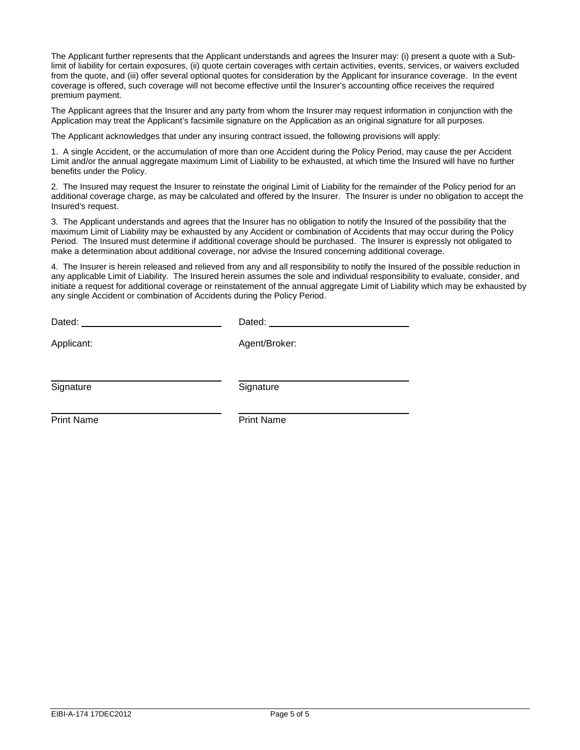The Applicant further represents that the Applicant understands and agrees the Insurer may: (i) present a quote with a Sub-limit of liability for certain exposures, (ii) quote certain coverages with certain activities, events, services, or waivers excluded from the quote, and (iii) offer several optional quotes for consideration by the Applicant for insurance coverage. In the event coverage is offered, such coverage will not become effective until the Insurer's accounting office receives the required premium payment.

The Applicant agrees that the Insurer and any party from whom the Insurer may request information in conjunction with the Application may treat the Applicant's facsimile signature on the Application as an original signature for all purposes.

The Applicant acknowledges that under any insuring contract issued, the following provisions will apply:

1. A single Accident, or the accumulation of more than one Accident during the Policy Period, may cause the per Accident Limit and/or the annual aggregate maximum Limit of Liability to be exhausted, at which time the Insured will have no further benefits under the Policy.

2. The Insured may request the Insurer to reinstate the original Limit of Liability for the remainder of the Policy period for an additional coverage charge, as may be calculated and offered by the Insurer. The Insurer is under no obligation to accept the Insured's request.

3. The Applicant understands and agrees that the Insurer has no obligation to notify the Insured of the possibility that the maximum Limit of Liability may be exhausted by any Accident or combination of Accidents that may occur during the Policy Period. The Insured must determine if additional coverage should be purchased. The Insurer is expressly not obligated to make a determination about additional coverage, nor advise the Insured concerning additional coverage.

4. The Insurer is herein released and relieved from any and all responsibility to notify the Insured of the possible reduction in any applicable Limit of Liability. The Insured herein assumes the sole and individual responsibility to evaluate, consider, and initiate a request for additional coverage or reinstatement of the annual aggregate Limit of Liability which may be exhausted by any single Accident or combination of Accidents during the Policy Period.

| | |
|---|---|
| Dated: ______________________ | Dated: ______________________ |
| Applicant: | Agent/Broker: |
| ______________________ | ______________________ |
| Signature | Signature |
| ______________________ | ______________________ |
| Print Name | Print Name |

EIBI-A-174 17DEC2012